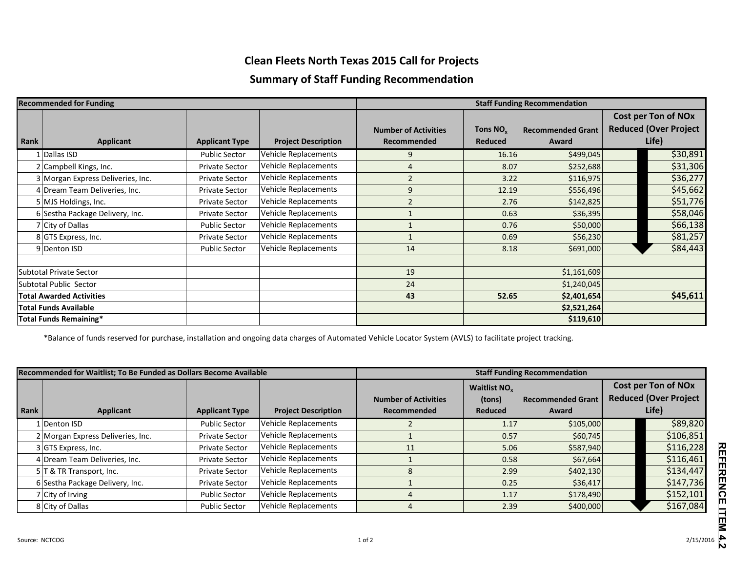# Clean Fleets North Texas 2015 Call for Projects

## Summary of Staff Funding Recommendation

| Recommended for Funding | | | | Staff Funding Recommendation | | | |
|---|---|---|---|---|---|---|---|
| Rank | Applicant | Applicant Type | Project Description | Number of Activities Recommended | Tons $NO_x$ Reduced | Recommended Grant Award | Cost per Ton of NOx Reduced (Over Project Life) |
| 1 | Dallas ISD | Public Sector | Vehicle Replacements | 9 | 16.16 | $499,045 | $30,891 |
| 2 | Campbell Kings, Inc. | Private Sector | Vehicle Replacements | 4 | 8.07 | $252,688 | $31,306 |
| 3 | Morgan Express Deliveries, Inc. | Private Sector | Vehicle Replacements | 2 | 3.22 | $116,975 | $36,277 |
| 4 | Dream Team Deliveries, Inc. | Private Sector | Vehicle Replacements | 9 | 12.19 | $556,496 | $45,662 |
| 5 | MJS Holdings, Inc. | Private Sector | Vehicle Replacements | 2 | 2.76 | $142,825 | $51,776 |
| 6 | Sestha Package Delivery, Inc. | Private Sector | Vehicle Replacements | 1 | 0.63 | $36,395 | $58,046 |
| 7 | City of Dallas | Public Sector | Vehicle Replacements | 1 | 0.76 | $50,000 | $66,138 |
| 8 | GTS Express, Inc. | Private Sector | Vehicle Replacements | 1 | 0.69 | $56,230 | $81,257 |
| 9 | Denton ISD | Public Sector | Vehicle Replacements | 14 | 8.18 | $691,000 | $84,443 |
| | | | | | | | |
| Subtotal Private Sector | | | | 19 | | $1,161,609 | |
| Subtotal Public Sector | | | | 24 | | $1,240,045 | |
| **Total Awarded Activities** | | | | **43** | **52.65** | **$2,401,654** | **$45,611** |
| **Total Funds Available** | | | | | | **$2,521,264** | |
| **Total Funds Remaining*** | | | | | | **$119,610** | |

*Balance of funds reserved for purchase, installation and ongoing data charges of Automated Vehicle Locator System (AVLS) to facilitate project tracking.

| Recommended for Waitlist; To Be Funded as Dollars Become Available | | | | Staff Funding Recommendation | | | |
|---|---|---|---|---|---|---|---|
| Rank | Applicant | Applicant Type | Project Description | Number of Activities Recommended | Waitlist $NO_x$ (tons) Reduced | Recommended Grant Award | Cost per Ton of NOx Reduced (Over Project Life) |
| 1 | Denton ISD | Public Sector | Vehicle Replacements | 2 | 1.17 | $105,000 | $89,820 |
| 2 | Morgan Express Deliveries, Inc. | Private Sector | Vehicle Replacements | 1 | 0.57 | $60,745 | $106,851 |
| 3 | GTS Express, Inc. | Private Sector | Vehicle Replacements | 11 | 5.06 | $587,940 | $116,228 |
| 4 | Dream Team Deliveries, Inc. | Private Sector | Vehicle Replacements | 1 | 0.58 | $67,664 | $116,461 |
| 5 | T & TR Transport, Inc. | Private Sector | Vehicle Replacements | 8 | 2.99 | $402,130 | $134,447 |
| 6 | Sestha Package Delivery, Inc. | Private Sector | Vehicle Replacements | 1 | 0.25 | $36,417 | $147,736 |
| 7 | City of Irving | Public Sector | Vehicle Replacements | 4 | 1.17 | $178,490 | $152,101 |
| 8 | City of Dallas | Public Sector | Vehicle Replacements | 4 | 2.39 | $400,000 | $167,084 |

Source: NCTCOG

2/15/2016

REFERENCE ITEM 4.2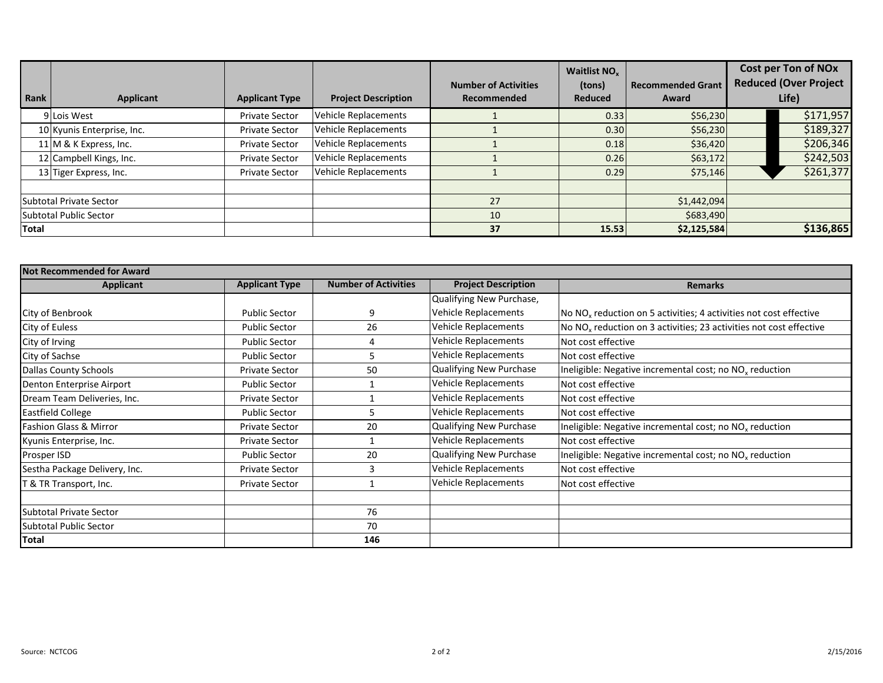| Rank | Applicant | Applicant Type | Project Description | Number of Activities Recommended | Waitlist $NO_x$ (tons) Reduced | Recommended Grant Award | Cost per Ton of NOx Reduced (Over Project Life) |
|---|---|---|---|---|---|---|---|
| 9 | Lois West | Private Sector | Vehicle Replacements | 1 | 0.33 | $56,230 | $171,957 |
| 10 | Kyunis Enterprise, Inc. | Private Sector | Vehicle Replacements | 1 | 0.30 | $56,230 | $189,327 |
| 11 | M & K Express, Inc. | Private Sector | Vehicle Replacements | 1 | 0.18 | $36,420 | $206,346 |
| 12 | Campbell Kings, Inc. | Private Sector | Vehicle Replacements | 1 | 0.26 | $63,172 | $242,503 |
| 13 | Tiger Express, Inc. | Private Sector | Vehicle Replacements | 1 | 0.29 | $75,146 | $261,377 |
| | | | | | | | |
| | Subtotal Private Sector | | | 27 | | $1,442,094 | |
| | Subtotal Public Sector | | | 10 | | $683,490 | |
| | **Total** | | | **37** | **15.53** | **$2,125,584** | **$136,865** |

| Not Recommended for Award | | | | |
|---|---|---|---|---|
| **Applicant** | **Applicant Type** | **Number of Activities** | **Project Description** | **Remarks** |
| City of Benbrook | Public Sector | 9 | Qualifying New Purchase, Vehicle Replacements | No $NO_x$ reduction on 5 activities; 4 activities not cost effective |
| City of Euless | Public Sector | 26 | Vehicle Replacements | No $NO_x$ reduction on 3 activities; 23 activities not cost effective |
| City of Irving | Public Sector | 4 | Vehicle Replacements | Not cost effective |
| City of Sachse | Public Sector | 5 | Vehicle Replacements | Not cost effective |
| Dallas County Schools | Private Sector | 50 | Qualifying New Purchase | Ineligible: Negative incremental cost; no $NO_x$ reduction |
| Denton Enterprise Airport | Public Sector | 1 | Vehicle Replacements | Not cost effective |
| Dream Team Deliveries, Inc. | Private Sector | 1 | Vehicle Replacements | Not cost effective |
| Eastfield College | Public Sector | 5 | Vehicle Replacements | Not cost effective |
| Fashion Glass & Mirror | Private Sector | 20 | Qualifying New Purchase | Ineligible: Negative incremental cost; no $NO_x$ reduction |
| Kyunis Enterprise, Inc. | Private Sector | 1 | Vehicle Replacements | Not cost effective |
| Prosper ISD | Public Sector | 20 | Qualifying New Purchase | Ineligible: Negative incremental cost; no $NO_x$ reduction |
| Sestha Package Delivery, Inc. | Private Sector | 3 | Vehicle Replacements | Not cost effective |
| T & TR Transport, Inc. | Private Sector | 1 | Vehicle Replacements | Not cost effective |
| | | | | |
| Subtotal Private Sector | | 76 | | |
| Subtotal Public Sector | | 70 | | |
| **Total** | | **146** | | |

Source: NCTCOG

2/15/2016